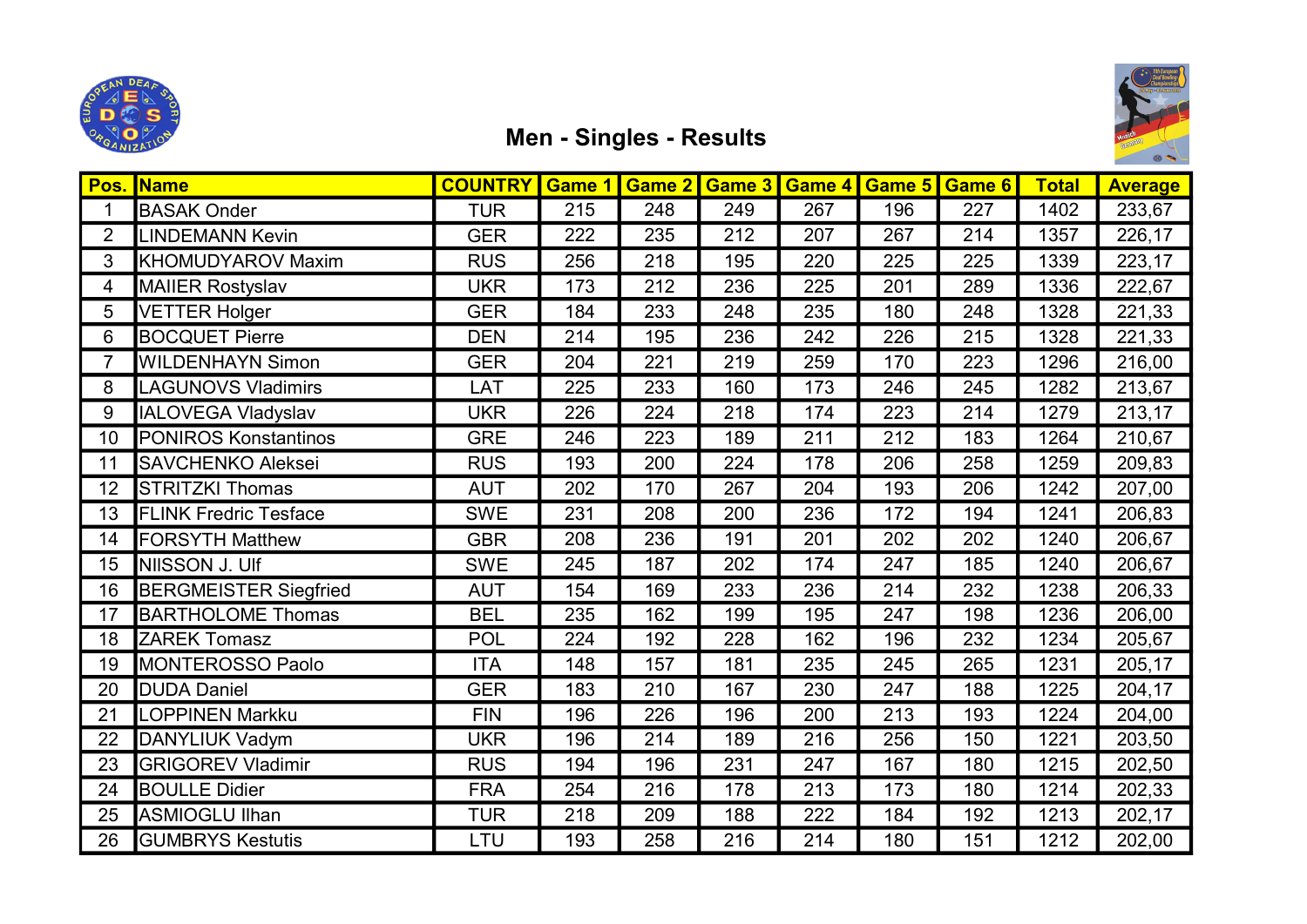# Men - Singles - Results

| Pos. | Name | COUNTRY | Game 1 | Game 2 | Game 3 | Game 4 | Game 5 | Game 6 | Total | Average |
|---|---|---|---|---|---|---|---|---|---|---|
| 1 | BASAK Onder | TUR | 215 | 248 | 249 | 267 | 196 | 227 | 1402 | 233,67 |
| 2 | LINDEMANN Kevin | GER | 222 | 235 | 212 | 207 | 267 | 214 | 1357 | 226,17 |
| 3 | KHOMUDYAROV Maxim | RUS | 256 | 218 | 195 | 220 | 225 | 225 | 1339 | 223,17 |
| 4 | MAIIER Rostyslav | UKR | 173 | 212 | 236 | 225 | 201 | 289 | 1336 | 222,67 |
| 5 | VETTER Holger | GER | 184 | 233 | 248 | 235 | 180 | 248 | 1328 | 221,33 |
| 6 | BOCQUET Pierre | DEN | 214 | 195 | 236 | 242 | 226 | 215 | 1328 | 221,33 |
| 7 | WILDENHAYN Simon | GER | 204 | 221 | 219 | 259 | 170 | 223 | 1296 | 216,00 |
| 8 | LAGUNOVS Vladimirs | LAT | 225 | 233 | 160 | 173 | 246 | 245 | 1282 | 213,67 |
| 9 | IALOVEGA Vladyslav | UKR | 226 | 224 | 218 | 174 | 223 | 214 | 1279 | 213,17 |
| 10 | PONIROS Konstantinos | GRE | 246 | 223 | 189 | 211 | 212 | 183 | 1264 | 210,67 |
| 11 | SAVCHENKO Aleksei | RUS | 193 | 200 | 224 | 178 | 206 | 258 | 1259 | 209,83 |
| 12 | STRITZKI Thomas | AUT | 202 | 170 | 267 | 204 | 193 | 206 | 1242 | 207,00 |
| 13 | FLINK Fredric Tesface | SWE | 231 | 208 | 200 | 236 | 172 | 194 | 1241 | 206,83 |
| 14 | FORSYTH Matthew | GBR | 208 | 236 | 191 | 201 | 202 | 202 | 1240 | 206,67 |
| 15 | NIISSON J. Ulf | SWE | 245 | 187 | 202 | 174 | 247 | 185 | 1240 | 206,67 |
| 16 | BERGMEISTER Siegfried | AUT | 154 | 169 | 233 | 236 | 214 | 232 | 1238 | 206,33 |
| 17 | BARTHOLOME Thomas | BEL | 235 | 162 | 199 | 195 | 247 | 198 | 1236 | 206,00 |
| 18 | ZAREK Tomasz | POL | 224 | 192 | 228 | 162 | 196 | 232 | 1234 | 205,67 |
| 19 | MONTEROSSO Paolo | ITA | 148 | 157 | 181 | 235 | 245 | 265 | 1231 | 205,17 |
| 20 | DUDA Daniel | GER | 183 | 210 | 167 | 230 | 247 | 188 | 1225 | 204,17 |
| 21 | LOPPINEN Markku | FIN | 196 | 226 | 196 | 200 | 213 | 193 | 1224 | 204,00 |
| 22 | DANYLIUK Vadym | UKR | 196 | 214 | 189 | 216 | 256 | 150 | 1221 | 203,50 |
| 23 | GRIGOREV Vladimir | RUS | 194 | 196 | 231 | 247 | 167 | 180 | 1215 | 202,50 |
| 24 | BOULLE Didier | FRA | 254 | 216 | 178 | 213 | 173 | 180 | 1214 | 202,33 |
| 25 | ASMIOGLU Ilhan | TUR | 218 | 209 | 188 | 222 | 184 | 192 | 1213 | 202,17 |
| 26 | GUMBRYS Kestutis | LTU | 193 | 258 | 216 | 214 | 180 | 151 | 1212 | 202,00 |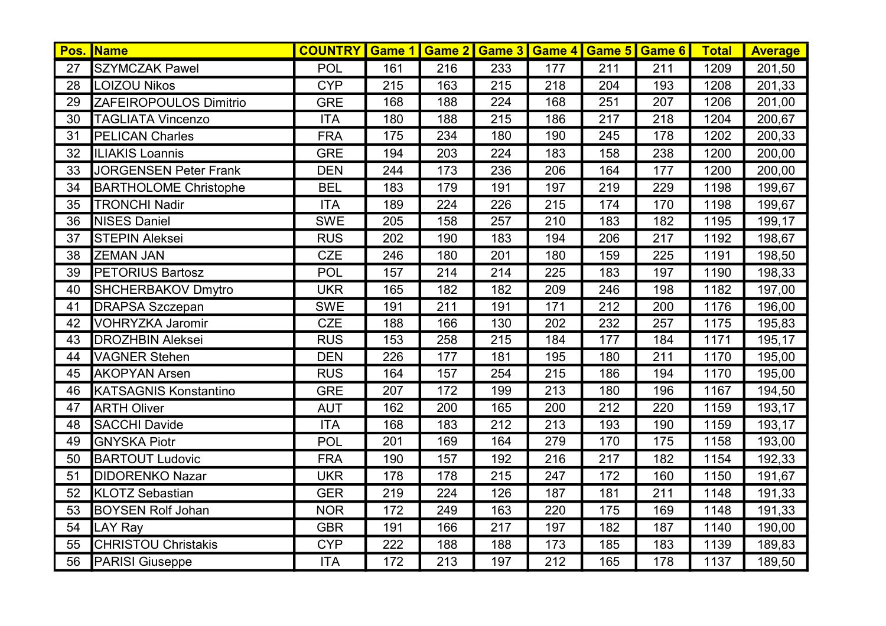| Pos. | Name | COUNTRY | Game 1 | Game 2 | Game 3 | Game 4 | Game 5 | Game 6 | Total | Average |
|---|---|---|---|---|---|---|---|---|---|---|
| 27 | SZYMCZAK Pawel | POL | 161 | 216 | 233 | 177 | 211 | 211 | 1209 | 201,50 |
| 28 | LOIZOU Nikos | CYP | 215 | 163 | 215 | 218 | 204 | 193 | 1208 | 201,33 |
| 29 | ZAFEIROPOULOS Dimitrio | GRE | 168 | 188 | 224 | 168 | 251 | 207 | 1206 | 201,00 |
| 30 | TAGLIATA Vincenzo | ITA | 180 | 188 | 215 | 186 | 217 | 218 | 1204 | 200,67 |
| 31 | PELICAN Charles | FRA | 175 | 234 | 180 | 190 | 245 | 178 | 1202 | 200,33 |
| 32 | ILIAKIS Loannis | GRE | 194 | 203 | 224 | 183 | 158 | 238 | 1200 | 200,00 |
| 33 | JORGENSEN Peter Frank | DEN | 244 | 173 | 236 | 206 | 164 | 177 | 1200 | 200,00 |
| 34 | BARTHOLOME Christophe | BEL | 183 | 179 | 191 | 197 | 219 | 229 | 1198 | 199,67 |
| 35 | TRONCHI Nadir | ITA | 189 | 224 | 226 | 215 | 174 | 170 | 1198 | 199,67 |
| 36 | NISES Daniel | SWE | 205 | 158 | 257 | 210 | 183 | 182 | 1195 | 199,17 |
| 37 | STEPIN Aleksei | RUS | 202 | 190 | 183 | 194 | 206 | 217 | 1192 | 198,67 |
| 38 | ZEMAN JAN | CZE | 246 | 180 | 201 | 180 | 159 | 225 | 1191 | 198,50 |
| 39 | PETORIUS Bartosz | POL | 157 | 214 | 214 | 225 | 183 | 197 | 1190 | 198,33 |
| 40 | SHCHERBAKOV Dmytro | UKR | 165 | 182 | 182 | 209 | 246 | 198 | 1182 | 197,00 |
| 41 | DRAPSA Szczepan | SWE | 191 | 211 | 191 | 171 | 212 | 200 | 1176 | 196,00 |
| 42 | VOHRYZKA Jaromir | CZE | 188 | 166 | 130 | 202 | 232 | 257 | 1175 | 195,83 |
| 43 | DROZHBIN Aleksei | RUS | 153 | 258 | 215 | 184 | 177 | 184 | 1171 | 195,17 |
| 44 | VAGNER Stehen | DEN | 226 | 177 | 181 | 195 | 180 | 211 | 1170 | 195,00 |
| 45 | AKOPYAN Arsen | RUS | 164 | 157 | 254 | 215 | 186 | 194 | 1170 | 195,00 |
| 46 | KATSAGNIS Konstantino | GRE | 207 | 172 | 199 | 213 | 180 | 196 | 1167 | 194,50 |
| 47 | ARTH Oliver | AUT | 162 | 200 | 165 | 200 | 212 | 220 | 1159 | 193,17 |
| 48 | SACCHI Davide | ITA | 168 | 183 | 212 | 213 | 193 | 190 | 1159 | 193,17 |
| 49 | GNYSKA Piotr | POL | 201 | 169 | 164 | 279 | 170 | 175 | 1158 | 193,00 |
| 50 | BARTOUT Ludovic | FRA | 190 | 157 | 192 | 216 | 217 | 182 | 1154 | 192,33 |
| 51 | DIDORENKO Nazar | UKR | 178 | 178 | 215 | 247 | 172 | 160 | 1150 | 191,67 |
| 52 | KLOTZ Sebastian | GER | 219 | 224 | 126 | 187 | 181 | 211 | 1148 | 191,33 |
| 53 | BOYSEN Rolf Johan | NOR | 172 | 249 | 163 | 220 | 175 | 169 | 1148 | 191,33 |
| 54 | LAY Ray | GBR | 191 | 166 | 217 | 197 | 182 | 187 | 1140 | 190,00 |
| 55 | CHRISTOU Christakis | CYP | 222 | 188 | 188 | 173 | 185 | 183 | 1139 | 189,83 |
| 56 | PARISI Giuseppe | ITA | 172 | 213 | 197 | 212 | 165 | 178 | 1137 | 189,50 |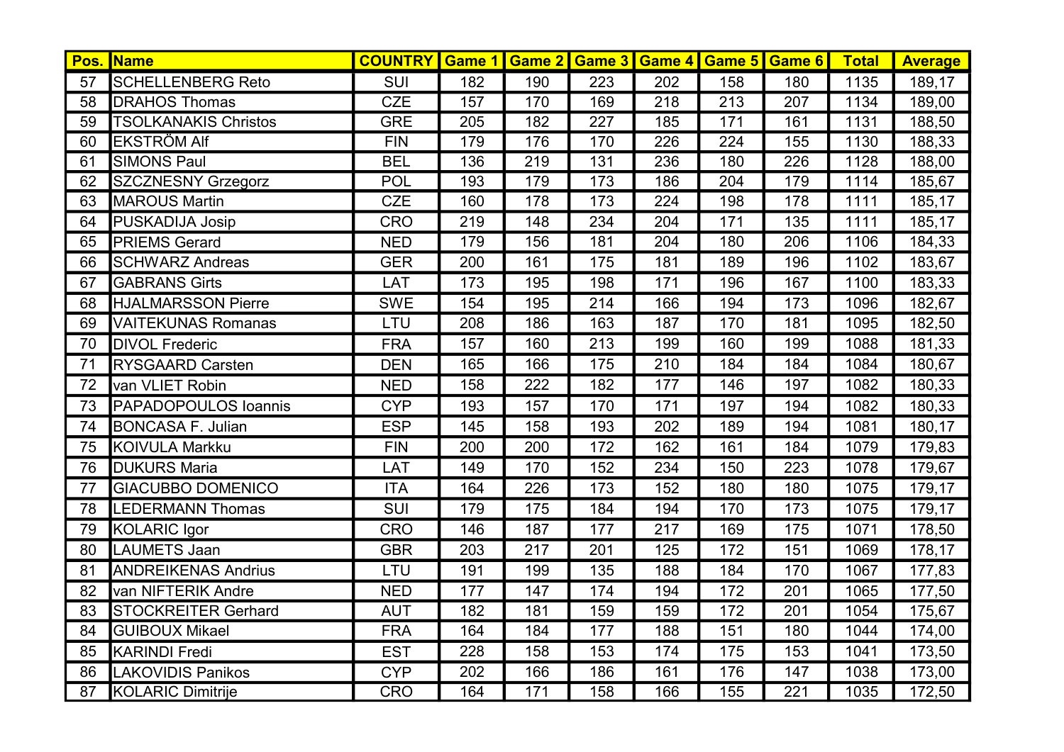| Pos. | Name | COUNTRY | Game 1 | Game 2 | Game 3 | Game 4 | Game 5 | Game 6 | Total | Average |
|---|---|---|---|---|---|---|---|---|---|---|
| 57 | SCHELLENBERG Reto | SUI | 182 | 190 | 223 | 202 | 158 | 180 | 1135 | 189,17 |
| 58 | DRAHOS Thomas | CZE | 157 | 170 | 169 | 218 | 213 | 207 | 1134 | 189,00 |
| 59 | TSOLKANAKIS Christos | GRE | 205 | 182 | 227 | 185 | 171 | 161 | 1131 | 188,50 |
| 60 | EKSTRÖM Alf | FIN | 179 | 176 | 170 | 226 | 224 | 155 | 1130 | 188,33 |
| 61 | SIMONS Paul | BEL | 136 | 219 | 131 | 236 | 180 | 226 | 1128 | 188,00 |
| 62 | SZCZNESNY Grzegorz | POL | 193 | 179 | 173 | 186 | 204 | 179 | 1114 | 185,67 |
| 63 | MAROUS Martin | CZE | 160 | 178 | 173 | 224 | 198 | 178 | 1111 | 185,17 |
| 64 | PUSKADIJA Josip | CRO | 219 | 148 | 234 | 204 | 171 | 135 | 1111 | 185,17 |
| 65 | PRIEMS Gerard | NED | 179 | 156 | 181 | 204 | 180 | 206 | 1106 | 184,33 |
| 66 | SCHWARZ Andreas | GER | 200 | 161 | 175 | 181 | 189 | 196 | 1102 | 183,67 |
| 67 | GABRANS Girts | LAT | 173 | 195 | 198 | 171 | 196 | 167 | 1100 | 183,33 |
| 68 | HJALMARSSON Pierre | SWE | 154 | 195 | 214 | 166 | 194 | 173 | 1096 | 182,67 |
| 69 | VAITEKUNAS Romanas | LTU | 208 | 186 | 163 | 187 | 170 | 181 | 1095 | 182,50 |
| 70 | DIVOL Frederic | FRA | 157 | 160 | 213 | 199 | 160 | 199 | 1088 | 181,33 |
| 71 | RYSGAARD Carsten | DEN | 165 | 166 | 175 | 210 | 184 | 184 | 1084 | 180,67 |
| 72 | van VLIET Robin | NED | 158 | 222 | 182 | 177 | 146 | 197 | 1082 | 180,33 |
| 73 | PAPADOPOULOS Ioannis | CYP | 193 | 157 | 170 | 171 | 197 | 194 | 1082 | 180,33 |
| 74 | BONCASA F. Julian | ESP | 145 | 158 | 193 | 202 | 189 | 194 | 1081 | 180,17 |
| 75 | KOIVULA Markku | FIN | 200 | 200 | 172 | 162 | 161 | 184 | 1079 | 179,83 |
| 76 | DUKURS Maria | LAT | 149 | 170 | 152 | 234 | 150 | 223 | 1078 | 179,67 |
| 77 | GIACUBBO DOMENICO | ITA | 164 | 226 | 173 | 152 | 180 | 180 | 1075 | 179,17 |
| 78 | LEDERMANN Thomas | SUI | 179 | 175 | 184 | 194 | 170 | 173 | 1075 | 179,17 |
| 79 | KOLARIC Igor | CRO | 146 | 187 | 177 | 217 | 169 | 175 | 1071 | 178,50 |
| 80 | LAUMETS Jaan | GBR | 203 | 217 | 201 | 125 | 172 | 151 | 1069 | 178,17 |
| 81 | ANDREIKENAS Andrius | LTU | 191 | 199 | 135 | 188 | 184 | 170 | 1067 | 177,83 |
| 82 | van NIFTERIK Andre | NED | 177 | 147 | 174 | 194 | 172 | 201 | 1065 | 177,50 |
| 83 | STOCKREITER Gerhard | AUT | 182 | 181 | 159 | 159 | 172 | 201 | 1054 | 175,67 |
| 84 | GUIBOUX Mikael | FRA | 164 | 184 | 177 | 188 | 151 | 180 | 1044 | 174,00 |
| 85 | KARINDI Fredi | EST | 228 | 158 | 153 | 174 | 175 | 153 | 1041 | 173,50 |
| 86 | LAKOVIDIS Panikos | CYP | 202 | 166 | 186 | 161 | 176 | 147 | 1038 | 173,00 |
| 87 | KOLARIC Dimitrije | CRO | 164 | 171 | 158 | 166 | 155 | 221 | 1035 | 172,50 |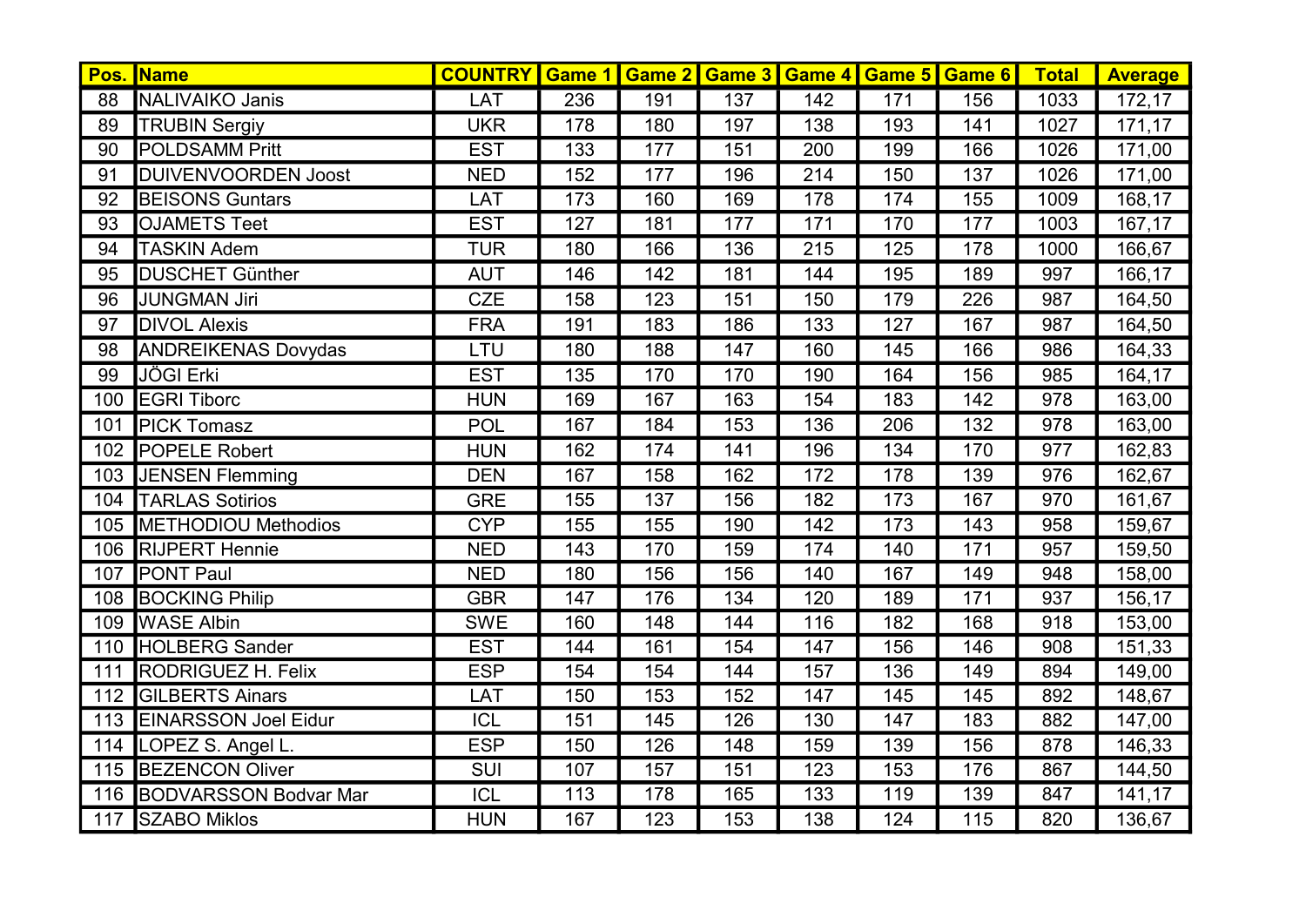| Pos. | Name | COUNTRY | Game 1 | Game 2 | Game 3 | Game 4 | Game 5 | Game 6 | Total | Average |
|---|---|---|---|---|---|---|---|---|---|---|
| 88 | NALIVAIKO Janis | LAT | 236 | 191 | 137 | 142 | 171 | 156 | 1033 | 172,17 |
| 89 | TRUBIN Sergiy | UKR | 178 | 180 | 197 | 138 | 193 | 141 | 1027 | 171,17 |
| 90 | POLDSAMM Pritt | EST | 133 | 177 | 151 | 200 | 199 | 166 | 1026 | 171,00 |
| 91 | DUIVENVOORDEN Joost | NED | 152 | 177 | 196 | 214 | 150 | 137 | 1026 | 171,00 |
| 92 | BEISONS Guntars | LAT | 173 | 160 | 169 | 178 | 174 | 155 | 1009 | 168,17 |
| 93 | OJAMETS Teet | EST | 127 | 181 | 177 | 171 | 170 | 177 | 1003 | 167,17 |
| 94 | TASKIN Adem | TUR | 180 | 166 | 136 | 215 | 125 | 178 | 1000 | 166,67 |
| 95 | DUSCHET Günther | AUT | 146 | 142 | 181 | 144 | 195 | 189 | 997 | 166,17 |
| 96 | JUNGMAN Jiri | CZE | 158 | 123 | 151 | 150 | 179 | 226 | 987 | 164,50 |
| 97 | DIVOL Alexis | FRA | 191 | 183 | 186 | 133 | 127 | 167 | 987 | 164,50 |
| 98 | ANDREIKENAS Dovydas | LTU | 180 | 188 | 147 | 160 | 145 | 166 | 986 | 164,33 |
| 99 | JÖGI Erki | EST | 135 | 170 | 170 | 190 | 164 | 156 | 985 | 164,17 |
| 100 | EGRI Tiborc | HUN | 169 | 167 | 163 | 154 | 183 | 142 | 978 | 163,00 |
| 101 | PICK Tomasz | POL | 167 | 184 | 153 | 136 | 206 | 132 | 978 | 163,00 |
| 102 | POPELE Robert | HUN | 162 | 174 | 141 | 196 | 134 | 170 | 977 | 162,83 |
| 103 | JENSEN Flemming | DEN | 167 | 158 | 162 | 172 | 178 | 139 | 976 | 162,67 |
| 104 | TARLAS Sotirios | GRE | 155 | 137 | 156 | 182 | 173 | 167 | 970 | 161,67 |
| 105 | METHODIOU Methodios | CYP | 155 | 155 | 190 | 142 | 173 | 143 | 958 | 159,67 |
| 106 | RIJPERT Hennie | NED | 143 | 170 | 159 | 174 | 140 | 171 | 957 | 159,50 |
| 107 | PONT Paul | NED | 180 | 156 | 156 | 140 | 167 | 149 | 948 | 158,00 |
| 108 | BOCKING Philip | GBR | 147 | 176 | 134 | 120 | 189 | 171 | 937 | 156,17 |
| 109 | WASE Albin | SWE | 160 | 148 | 144 | 116 | 182 | 168 | 918 | 153,00 |
| 110 | HOLBERG Sander | EST | 144 | 161 | 154 | 147 | 156 | 146 | 908 | 151,33 |
| 111 | RODRIGUEZ H. Felix | ESP | 154 | 154 | 144 | 157 | 136 | 149 | 894 | 149,00 |
| 112 | GILBERTS Ainars | LAT | 150 | 153 | 152 | 147 | 145 | 145 | 892 | 148,67 |
| 113 | EINARSSON Joel Eidur | ICL | 151 | 145 | 126 | 130 | 147 | 183 | 882 | 147,00 |
| 114 | LOPEZ S. Angel L. | ESP | 150 | 126 | 148 | 159 | 139 | 156 | 878 | 146,33 |
| 115 | BEZENCON Oliver | SUI | 107 | 157 | 151 | 123 | 153 | 176 | 867 | 144,50 |
| 116 | BODVARSSON Bodvar Mar | ICL | 113 | 178 | 165 | 133 | 119 | 139 | 847 | 141,17 |
| 117 | SZABO Miklos | HUN | 167 | 123 | 153 | 138 | 124 | 115 | 820 | 136,67 |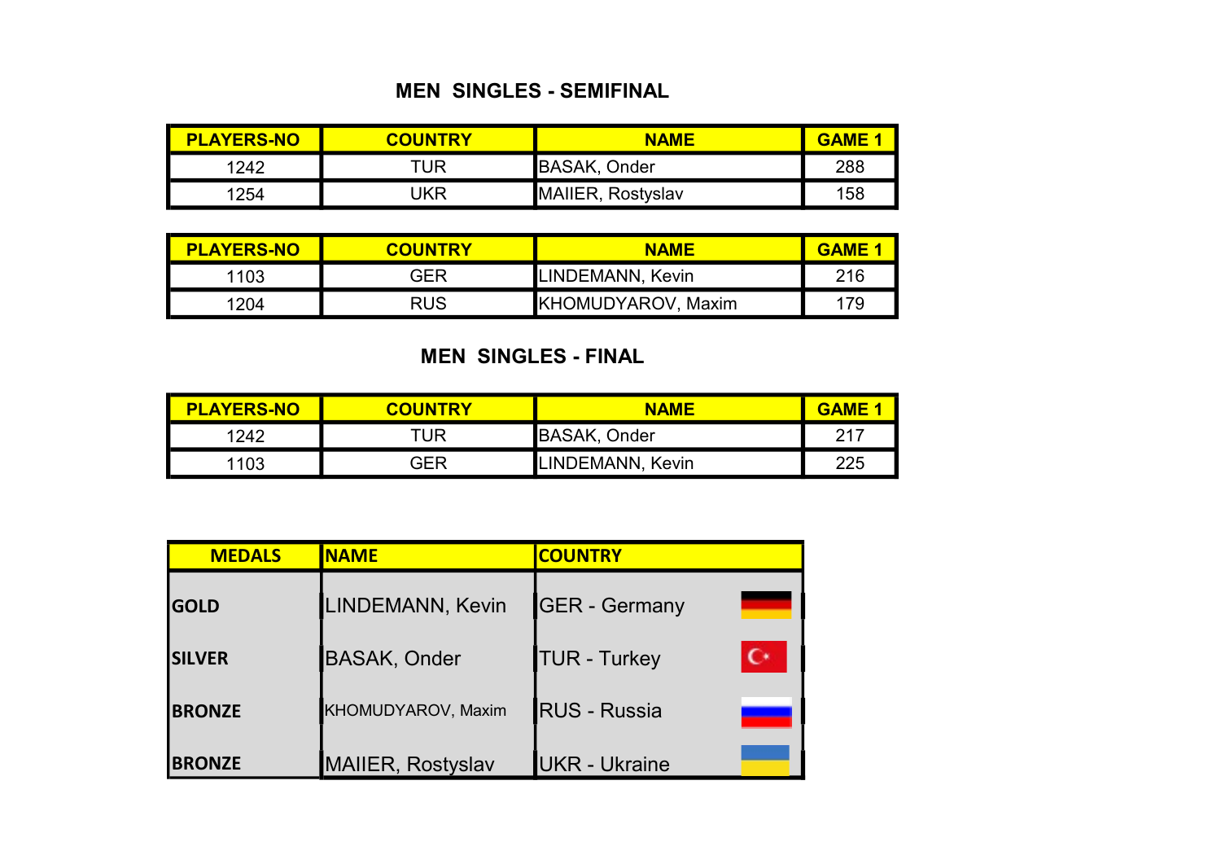## MEN SINGLES - SEMIFINAL

| PLAYERS-NO | COUNTRY | NAME | GAME 1 |
|---|---|---|---|
| 1242 | TUR | BASAK, Onder | 288 |
| 1254 | UKR | MAIIER, Rostyslav | 158 |

| PLAYERS-NO | COUNTRY | NAME | GAME 1 |
|---|---|---|---|
| 1103 | GER | LINDEMANN, Kevin | 216 |
| 1204 | RUS | KHOMUDYAROV, Maxim | 179 |

## MEN SINGLES - FINAL

| PLAYERS-NO | COUNTRY | NAME | GAME 1 |
|---|---|---|---|
| 1242 | TUR | BASAK, Onder | 217 |
| 1103 | GER | LINDEMANN, Kevin | 225 |

| MEDALS | NAME | COUNTRY |
|---|---|---|
| GOLD | LINDEMANN, Kevin | GER - Germany |
| SILVER | BASAK, Onder | TUR - Turkey |
| BRONZE | KHOMUDYAROV, Maxim | RUS - Russia |
| BRONZE | MAIIER, Rostyslav | UKR - Ukraine |